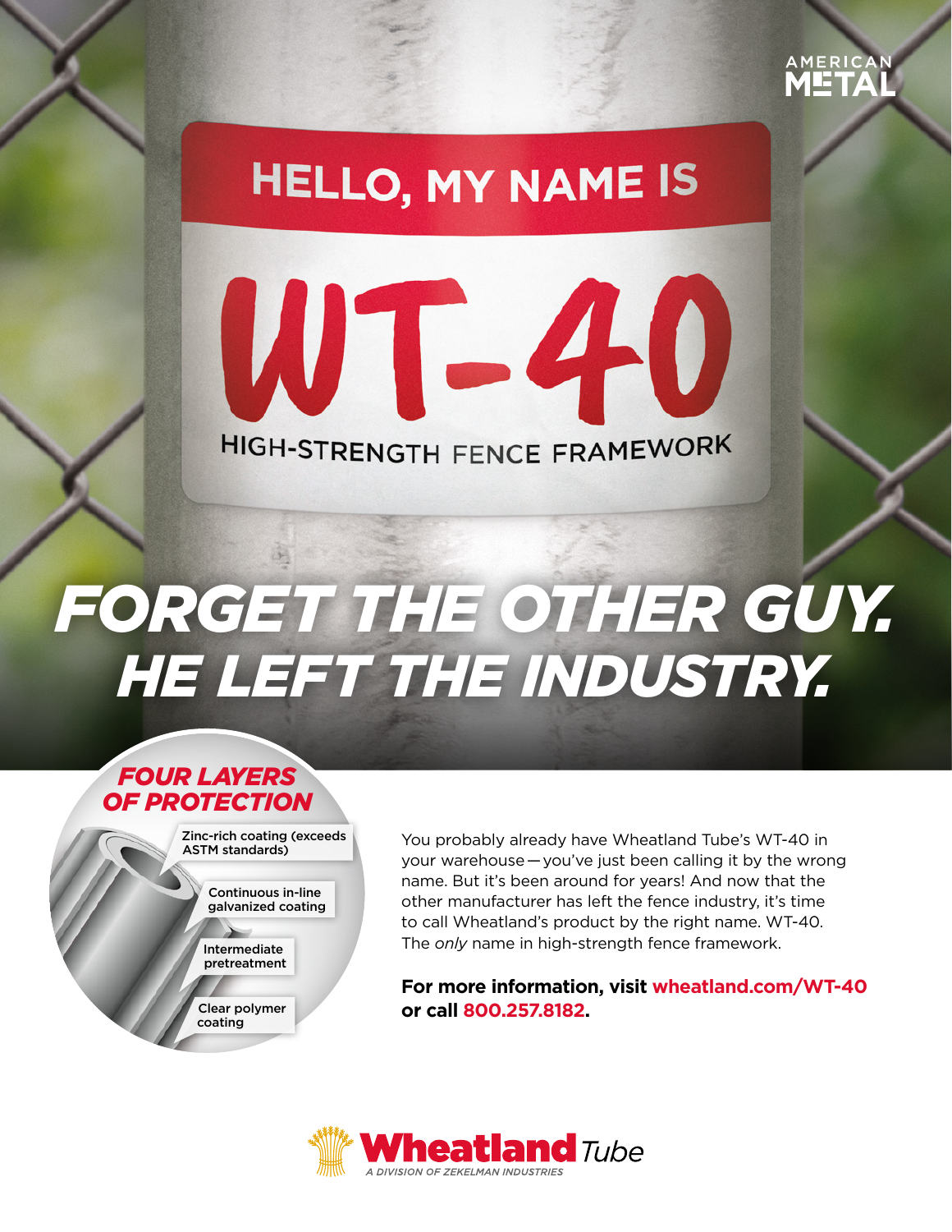AMERICAN METAL

HELLO, MY NAME IS

# WT-40

HIGH-STRENGTH FENCE FRAMEWORK

# FORGET THE OTHER GUY. HE LEFT THE INDUSTRY.

## FOUR LAYERS OF PROTECTION

- Zinc-rich coating (exceeds ASTM standards)
- Continuous in-line galvanized coating
- Intermediate pretreatment
- Clear polymer coating

You probably already have Wheatland Tube's WT-40 in your warehouse—you've just been calling it by the wrong name. But it's been around for years! And now that the other manufacturer has left the fence industry, it's time to call Wheatland's product by the right name. WT-40. The *only* name in high-strength fence framework.

**For more information, visit wheatland.com/WT-40 or call 800.257.8182.**

Wheatland Tube
A DIVISION OF ZEKELMAN INDUSTRIES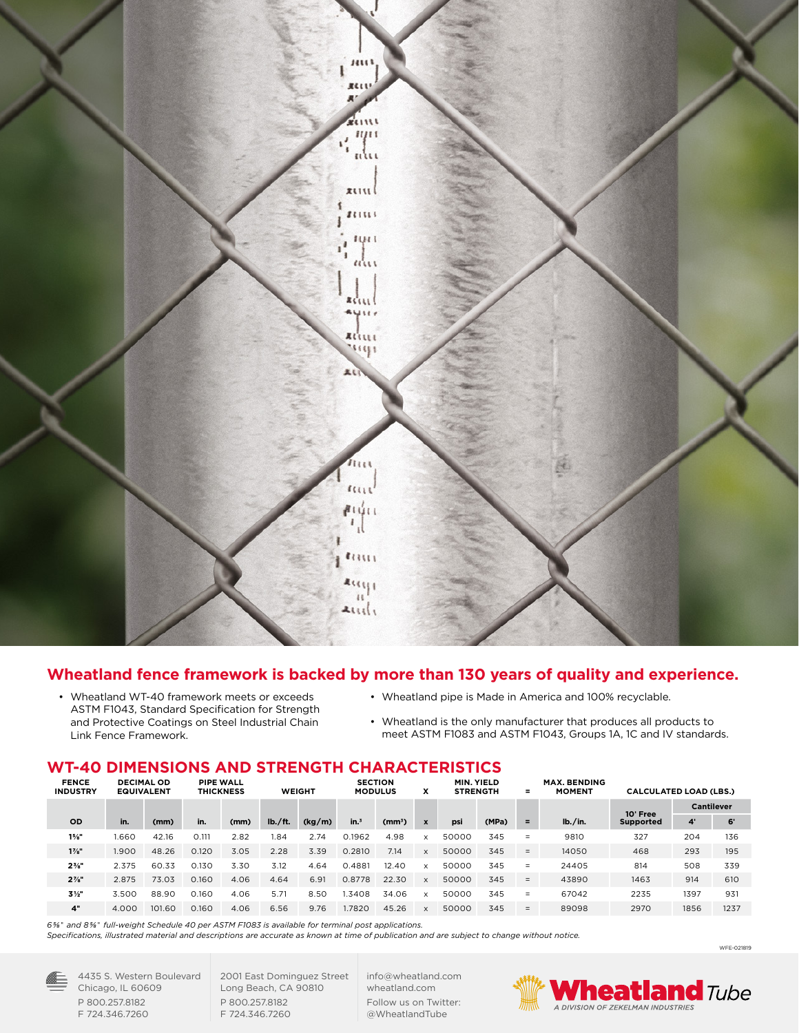## Wheatland fence framework is backed by more than 130 years of quality and experience.

- Wheatland WT-40 framework meets or exceeds ASTM F1043, Standard Specification for Strength and Protective Coatings on Steel Industrial Chain Link Fence Framework.
- Wheatland pipe is Made in America and 100% recyclable.
- Wheatland is the only manufacturer that produces all products to meet ASTM F1083 and ASTM F1043, Groups 1A, 1C and IV standards.

## WT-40 DIMENSIONS AND STRENGTH CHARACTERISTICS

| FENCE INDUSTRY | DECIMAL OD EQUIVALENT | | PIPE WALL THICKNESS | | WEIGHT | | SECTION MODULUS | | X | MIN. YIELD STRENGTH | | = | MAX. BENDING MOMENT | CALCULATED LOAD (LBS.) | | |
|---|---|---|---|---|---|---|---|---|---|---|---|---|---|---|---|---|
| | | | | | | | | | | | | | | 10' Free Supported | Cantilever | |
| OD | in. | (mm) | in. | (mm) | lb./ft. | (kg/m) | in.³ | (mm³) | x | psi | (MPa) | = | lb./in. | | 4' | 6' |
| 1⅝" | 1.660 | 42.16 | 0.111 | 2.82 | 1.84 | 2.74 | 0.1962 | 4.98 | x | 50000 | 345 | = | 9810 | 327 | 204 | 136 |
| 1⅞" | 1.900 | 48.26 | 0.120 | 3.05 | 2.28 | 3.39 | 0.2810 | 7.14 | x | 50000 | 345 | = | 14050 | 468 | 293 | 195 |
| 2⅜" | 2.375 | 60.33 | 0.130 | 3.30 | 3.12 | 4.64 | 0.4881 | 12.40 | x | 50000 | 345 | = | 24405 | 814 | 508 | 339 |
| 2⅞" | 2.875 | 73.03 | 0.160 | 4.06 | 4.64 | 6.91 | 0.8778 | 22.30 | x | 50000 | 345 | = | 43890 | 1463 | 914 | 610 |
| 3½" | 3.500 | 88.90 | 0.160 | 4.06 | 5.71 | 8.50 | 1.3408 | 34.06 | x | 50000 | 345 | = | 67042 | 2235 | 1397 | 931 |
| 4" | 4.000 | 101.60 | 0.160 | 4.06 | 6.56 | 9.76 | 1.7820 | 45.26 | x | 50000 | 345 | = | 89098 | 2970 | 1856 | 1237 |

*6⅝" and 8⅝" full-weight Schedule 40 per ASTM F1083 is available for terminal post applications.*
*Specifications, illustrated material and descriptions are accurate as known at time of publication and are subject to change without notice.*

WFE-021819

4435 S. Western Boulevard
Chicago, IL 60609
P 800.257.8182
F 724.346.7260

2001 East Dominguez Street
Long Beach, CA 90810
P 800.257.8182
F 724.346.7260

info@wheatland.com
wheatland.com
Follow us on Twitter: @WheatlandTube

Wheatland Tube
A DIVISION OF ZEKELMAN INDUSTRIES